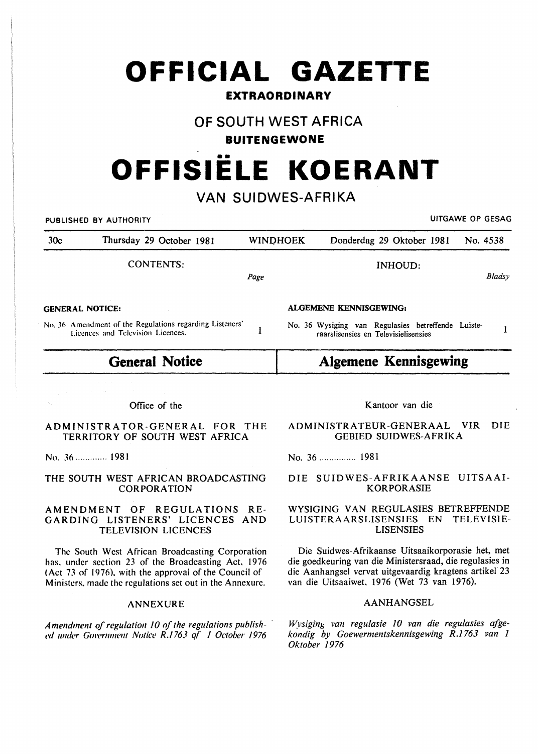# OFFICIAL GAZETTE

**EXTRAORDINARY**

## OF SOUTH WEST AFRICA

**BUITENGEWONE**

# OFFISIËLE KOERANT

## VAN SUIDWES-AFRIKA

PUBLISHED BY AUTHORITY — UITGAWE OP GESAG

| 30c | Thursday 29 October 1981 | WINDHOEK | Donderdag 29 Oktober 1981 | No. 4538 |
|---|---|---|---|---|

| CONTENTS: | Page | INHOUD: | Bladsy |
|---|---|---|---|
| **GENERAL NOTICE:** | | **ALGEMENE KENNISGEWING:** | |
| No. 36 Amendment of the Regulations regarding Listeners' Licences and Television Licences. | 1 | No. 36 Wysiging van Regulasies betreffende Luisteraarslisensies en Televisielisensies | 1 |

## General Notice

Office of the

ADMINISTRATOR-GENERAL FOR THE TERRITORY OF SOUTH WEST AFRICA

No. 36 ............ 1981

THE SOUTH WEST AFRICAN BROADCASTING CORPORATION

AMENDMENT OF REGULATIONS REGARDING LISTENERS' LICENCES AND TELEVISION LICENCES

The South West African Broadcasting Corporation has, under section 23 of the Broadcasting Act, 1976 (Act 73 of 1976), with the approval of the Council of Ministers, made the regulations set out in the Annexure.

ANNEXURE

*Amendment of regulation 10 of the regulations published under Government Notice R.1763 of 1 October 1976*

## Algemene Kennisgewing

Kantoor van die

ADMINISTRATEUR-GENERAAL VIR DIE GEBIED SUIDWES-AFRIKA

No. 36 ............... 1981

DIE SUIDWES-AFRIKAANSE UITSAAI-KORPORASIE

WYSIGING VAN REGULASIES BETREFFENDE LUISTERAARSLISENSIES EN TELEVISIE-LISENSIES

Die Suidwes-Afrikaanse Uitsaaikorporasie het, met die goedkeuring van die Ministersraad, die regulasies in die Aanhangsel vervat uitgevaardig kragtens artikel 23 van die Uitsaaiwet, 1976 (Wet 73 van 1976).

AANHANGSEL

*Wysiging van regulasie 10 van die regulasies afgekondig by Goewermentskennisgewing R.1763 van 1 Oktober 1976*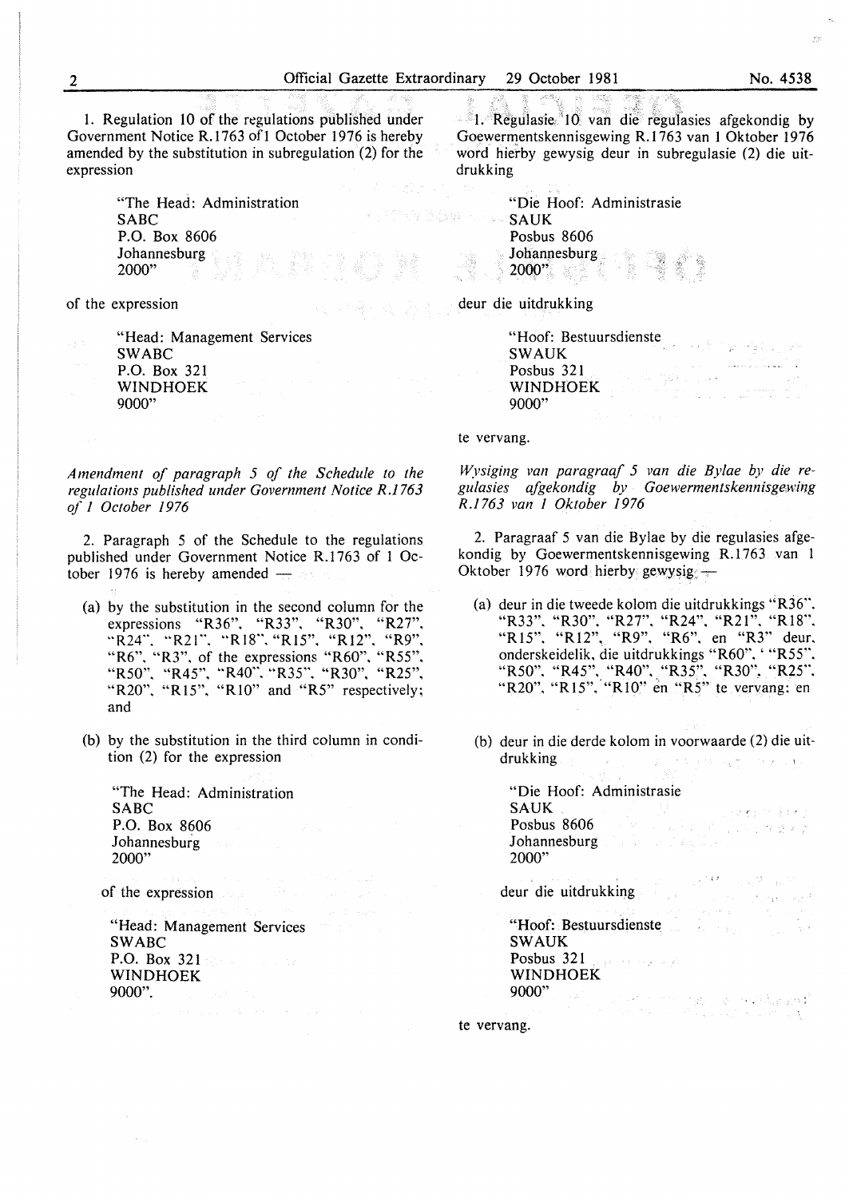1. Regulation 10 of the regulations published under Government Notice R.1763 of 1 October 1976 is hereby amended by the substitution in subregulation (2) for the expression

> "The Head: Administration
> SABC
> P.O. Box 8606
> Johannesburg
> 2000"

of the expression

> "Head: Management Services
> SWABC
> P.O. Box 321
> WINDHOEK
> 9000"

*Amendment of paragraph 5 of the Schedule to the regulations published under Government Notice R.1763 of 1 October 1976*

2. Paragraph 5 of the Schedule to the regulations published under Government Notice R.1763 of 1 October 1976 is hereby amended —

(a) by the substitution in the second column for the expressions "R36", "R33", "R30", "R27", "R24", "R21", "R18", "R15", "R12", "R9", "R6", "R3", of the expressions "R60", "R55", "R50", "R45", "R40", "R35", "R30", "R25", "R20", "R15", "R10" and "R5" respectively; and

(b) by the substitution in the third column in condition (2) for the expression

> "The Head: Administration
> SABC
> P.O. Box 8606
> Johannesburg
> 2000"

of the expression

> "Head: Management Services
> SWABC
> P.O. Box 321
> WINDHOEK
> 9000".

1. Regulasie 10 van die regulasies afgekondig by Goewermentskennisgewing R.1763 van 1 Oktober 1976 word hierby gewysig deur in subregulasie (2) die uitdrukking

> "Die Hoof: Administrasie
> SAUK
> Posbus 8606
> Johannesburg
> 2000"

deur die uitdrukking

> "Hoof: Bestuursdienste
> SWAUK
> Posbus 321
> WINDHOEK
> 9000"

te vervang.

*Wysiging van paragraaf 5 van die Bylae by die regulasies afgekondig by Goewermentskennisgewing R.1763 van 1 Oktober 1976*

2. Paragraaf 5 van die Bylae by die regulasies afgekondig by Goewermentskennisgewing R.1763 van 1 Oktober 1976 word hierby gewysig —

(a) deur in die tweede kolom die uitdrukkings "R36", "R33", "R30", "R27", "R24", "R21", "R18", "R15", "R12", "R9", "R6", en "R3" deur, onderskeidelik, die uitdrukkings "R60", "R55", "R50", "R45", "R40", "R35", "R30", "R25", "R20", "R15", "R10" en "R5" te vervang; en

(b) deur in die derde kolom in voorwaarde (2) die uitdrukking

> "Die Hoof: Administrasie
> SAUK
> Posbus 8606
> Johannesburg
> 2000"

deur die uitdrukking

> "Hoof: Bestuursdienste
> SWAUK
> Posbus 321
> WINDHOEK
> 9000"

te vervang.